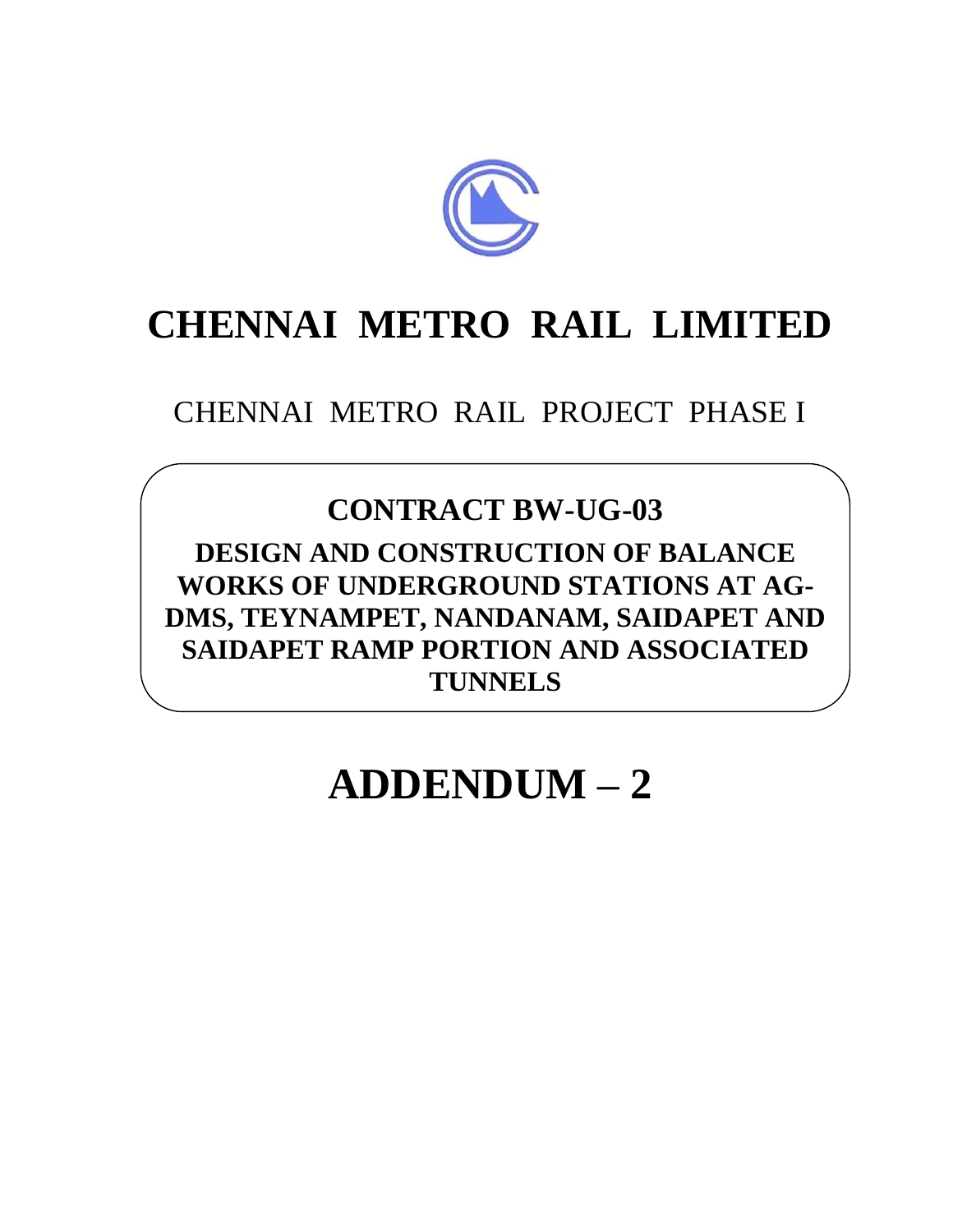# CHENNAI METRO RAIL LIMITED

CHENNAI METRO RAIL PROJECT PHASE I

## CONTRACT BW-UG-03

**DESIGN AND CONSTRUCTION OF BALANCE WORKS OF UNDERGROUND STATIONS AT AG-DMS, TEYNAMPET, NANDANAM, SAIDAPET AND SAIDAPET RAMP PORTION AND ASSOCIATED TUNNELS**

# ADDENDUM – 2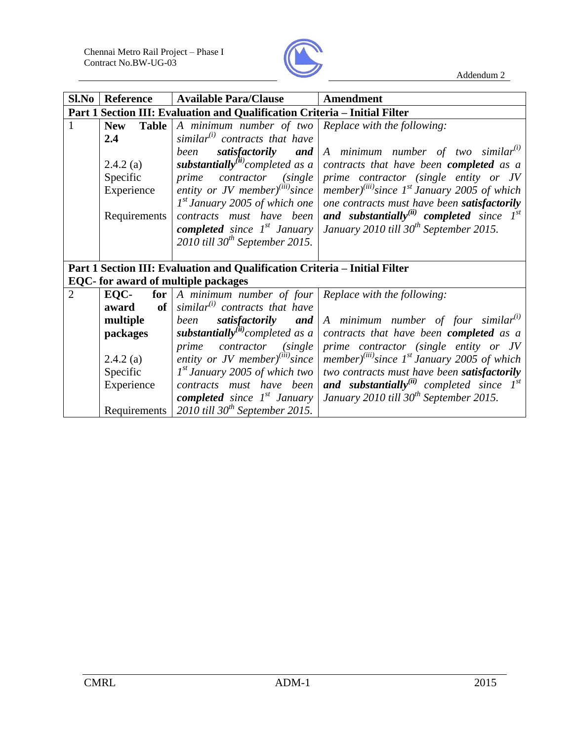| Sl.No | Reference | Available Para/Clause | Amendment |
|---|---|---|---|
| **Part 1 Section III: Evaluation and Qualification Criteria – Initial Filter** | | | |
| 1 | **New Table 2.4** 2.4.2 (a) Specific Experience Requirements | *A minimum number of two similar[(i)] contracts that have been **satisfactorily and substantially**[(ii)] completed as a prime contractor (single entity or JV member)[(iii)] since 1[st] January 2005 of which one contracts must have been **completed** since 1[st] January 2010 till 30[th] September 2015.* | *Replace with the following:* *A minimum number of two similar[(i)] contracts that have been **completed** as a prime contractor (single entity or JV member)[(iii)] since 1[st] January 2005 of which one contracts must have been **satisfactorily and substantially**[(ii)] **completed** since 1[st] January 2010 till 30[th] September 2015.* |
| **Part 1 Section III: Evaluation and Qualification Criteria – Initial Filter EQC- for award of multiple packages** | | | |
| 2 | **EQC- for award of multiple packages** 2.4.2 (a) Specific Experience Requirements | *A minimum number of four similar[(i)] contracts that have been **satisfactorily and substantially**[(ii)] completed as a prime contractor (single entity or JV member)[(iii)] since 1[st] January 2005 of which two contracts must have been **completed** since 1[st] January 2010 till 30[th] September 2015.* | *Replace with the following:* *A minimum number of four similar[(i)] contracts that have been **completed** as a prime contractor (single entity or JV member)[(iii)] since 1[st] January 2005 of which two contracts must have been **satisfactorily and substantially**[(ii)] completed since 1[st] January 2010 till 30[th] September 2015.* |